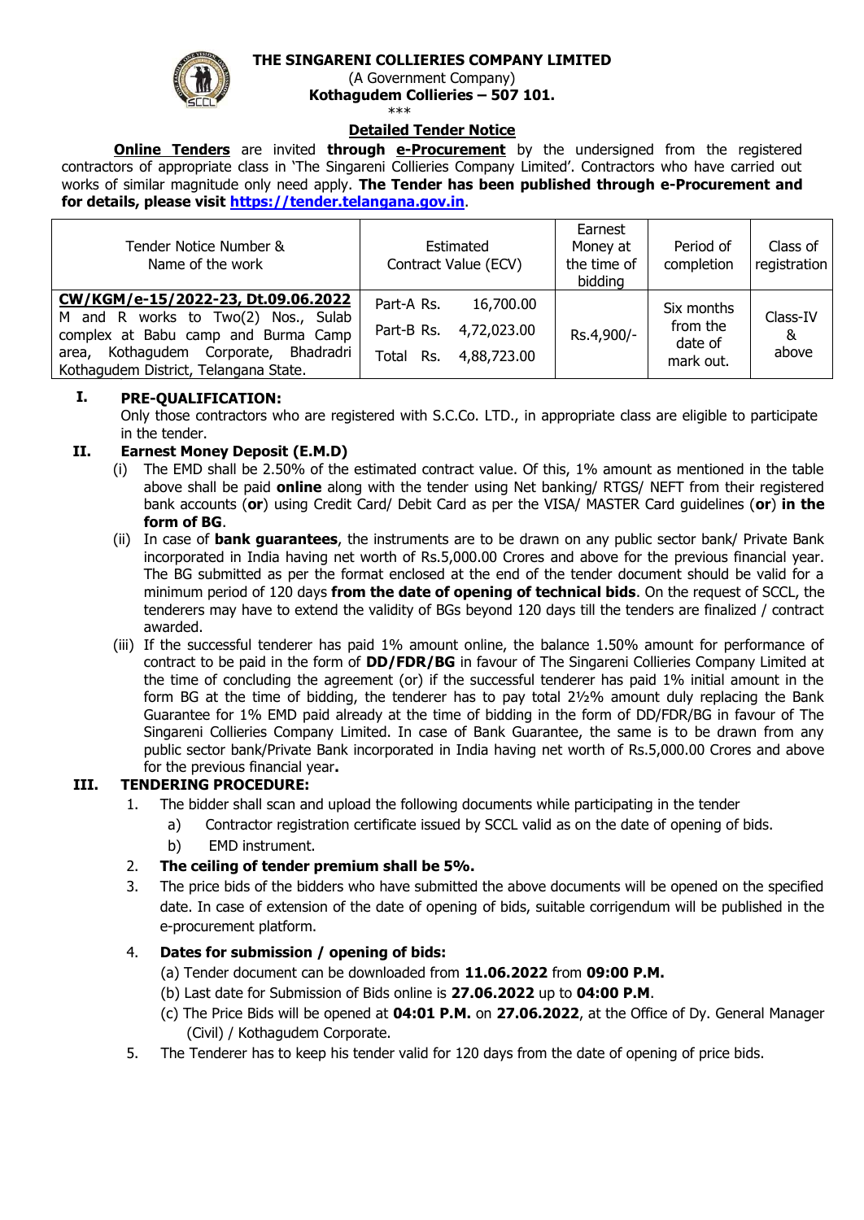**THE SINGARENI COLLIERIES COMPANY LIMITED**

(A Government Company)

**Kothagudem Collieries – 507 101.**

\*\*\*

**Detailed Tender Notice**

**Online Tenders** are invited **through e-Procurement** by the undersigned from the registered contractors of appropriate class in 'The Singareni Collieries Company Limited'. Contractors who have carried out works of similar magnitude only need apply. **The Tender has been published through e-Procurement and for details, please visit https://tender.telangana.gov.in**.

| Tender Notice Number & Name of the work | Estimated Contract Value (ECV) | Earnest Money at the time of bidding | Period of completion | Class of registration |
|---|---|---|---|---|
| **CW/KGM/e-15/2022-23, Dt.09.06.2022** M and R works to Two(2) Nos., Sulab complex at Babu camp and Burma Camp area, Kothagudem Corporate, Bhadradri Kothagudem District, Telangana State. | Part-A Rs. 16,700.00<br>Part-B Rs. 4,72,023.00<br>Total Rs. 4,88,723.00 | Rs.4,900/- | Six months from the date of mark out. | Class-IV & above |

## I. PRE-QUALIFICATION:

Only those contractors who are registered with S.C.Co. LTD., in appropriate class are eligible to participate in the tender.

## II. Earnest Money Deposit (E.M.D)

(i) The EMD shall be 2.50% of the estimated contract value. Of this, 1% amount as mentioned in the table above shall be paid **online** along with the tender using Net banking/ RTGS/ NEFT from their registered bank accounts (**or**) using Credit Card/ Debit Card as per the VISA/ MASTER Card guidelines (**or**) **in the form of BG**.

(ii) In case of **bank guarantees**, the instruments are to be drawn on any public sector bank/ Private Bank incorporated in India having net worth of Rs.5,000.00 Crores and above for the previous financial year. The BG submitted as per the format enclosed at the end of the tender document should be valid for a minimum period of 120 days **from the date of opening of technical bids**. On the request of SCCL, the tenderers may have to extend the validity of BGs beyond 120 days till the tenders are finalized / contract awarded.

(iii) If the successful tenderer has paid 1% amount online, the balance 1.50% amount for performance of contract to be paid in the form of **DD/FDR/BG** in favour of The Singareni Collieries Company Limited at the time of concluding the agreement (or) if the successful tenderer has paid 1% initial amount in the form BG at the time of bidding, the tenderer has to pay total 2½% amount duly replacing the Bank Guarantee for 1% EMD paid already at the time of bidding in the form of DD/FDR/BG in favour of The Singareni Collieries Company Limited. In case of Bank Guarantee, the same is to be drawn from any public sector bank/Private Bank incorporated in India having net worth of Rs.5,000.00 Crores and above for the previous financial year**.**

## III. TENDERING PROCEDURE:

1. The bidder shall scan and upload the following documents while participating in the tender
   a) Contractor registration certificate issued by SCCL valid as on the date of opening of bids.
   b) EMD instrument.
2. **The ceiling of tender premium shall be 5%.**
3. The price bids of the bidders who have submitted the above documents will be opened on the specified date. In case of extension of the date of opening of bids, suitable corrigendum will be published in the e-procurement platform.
4. **Dates for submission / opening of bids:**
   (a) Tender document can be downloaded from **11.06.2022** from **09:00 P.M.**
   (b) Last date for Submission of Bids online is **27.06.2022** up to **04:00 P.M**.
   (c) The Price Bids will be opened at **04:01 P.M.** on **27.06.2022**, at the Office of Dy. General Manager (Civil) / Kothagudem Corporate.
5. The Tenderer has to keep his tender valid for 120 days from the date of opening of price bids.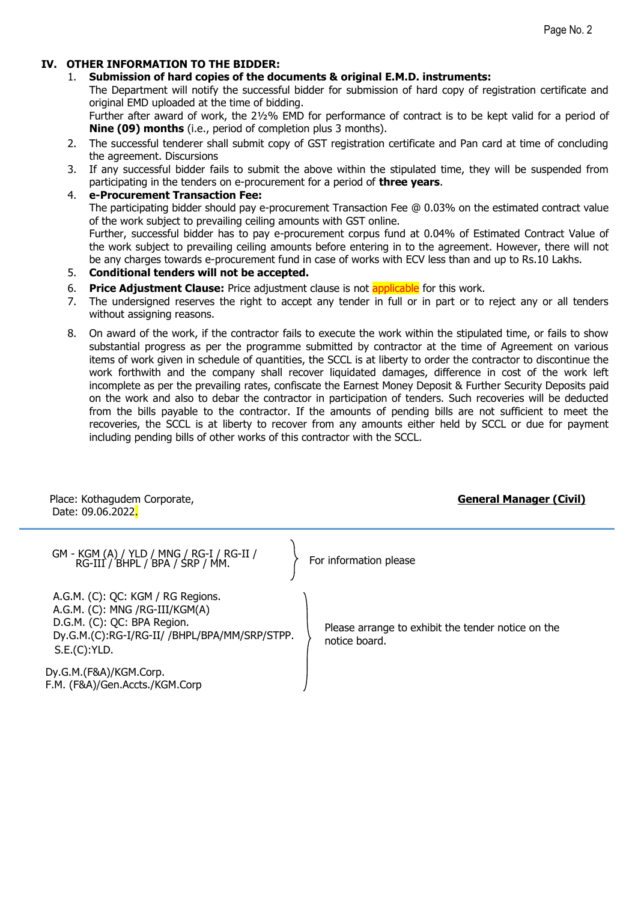## IV. OTHER INFORMATION TO THE BIDDER:

1. **Submission of hard copies of the documents & original E.M.D. instruments:**
   The Department will notify the successful bidder for submission of hard copy of registration certificate and original EMD uploaded at the time of bidding.
   Further after award of work, the 2½% EMD for performance of contract is to be kept valid for a period of **Nine (09) months** (i.e., period of completion plus 3 months).
2. The successful tenderer shall submit copy of GST registration certificate and Pan card at time of concluding the agreement. Discursions
3. If any successful bidder fails to submit the above within the stipulated time, they will be suspended from participating in the tenders on e-procurement for a period of **three years**.
4. **e-Procurement Transaction Fee:**
   The participating bidder should pay e-procurement Transaction Fee @ 0.03% on the estimated contract value of the work subject to prevailing ceiling amounts with GST online.
   Further, successful bidder has to pay e-procurement corpus fund at 0.04% of Estimated Contract Value of the work subject to prevailing ceiling amounts before entering in to the agreement. However, there will not be any charges towards e-procurement fund in case of works with ECV less than and up to Rs.10 Lakhs.
5. **Conditional tenders will not be accepted.**
6. **Price Adjustment Clause:** Price adjustment clause is not applicable for this work.
7. The undersigned reserves the right to accept any tender in full or in part or to reject any or all tenders without assigning reasons.
8. On award of the work, if the contractor fails to execute the work within the stipulated time, or fails to show substantial progress as per the programme submitted by contractor at the time of Agreement on various items of work given in schedule of quantities, the SCCL is at liberty to order the contractor to discontinue the work forthwith and the company shall recover liquidated damages, difference in cost of the work left incomplete as per the prevailing rates, confiscate the Earnest Money Deposit & Further Security Deposits paid on the work and also to debar the contractor in participation of tenders. Such recoveries will be deducted from the bills payable to the contractor. If the amounts of pending bills are not sufficient to meet the recoveries, the SCCL is at liberty to recover from any amounts either held by SCCL or due for payment including pending bills of other works of this contractor with the SCCL.

Place: Kothagudem Corporate,
Date: 09.06.2022.

**General Manager (Civil)**

---

GM - KGM (A) / YLD / MNG / RG-I / RG-II / RG-III / BHPL / BPA / SRP / MM. — For information please

A.G.M. (C): QC: KGM / RG Regions.
A.G.M. (C): MNG /RG-III/KGM(A)
D.G.M. (C): QC: BPA Region.
Dy.G.M.(C):RG-I/RG-II/ /BHPL/BPA/MM/SRP/STPP.
S.E.(C):YLD.
Dy.G.M.(F&A)/KGM.Corp.
F.M. (F&A)/Gen.Accts./KGM.Corp
— Please arrange to exhibit the tender notice on the notice board.